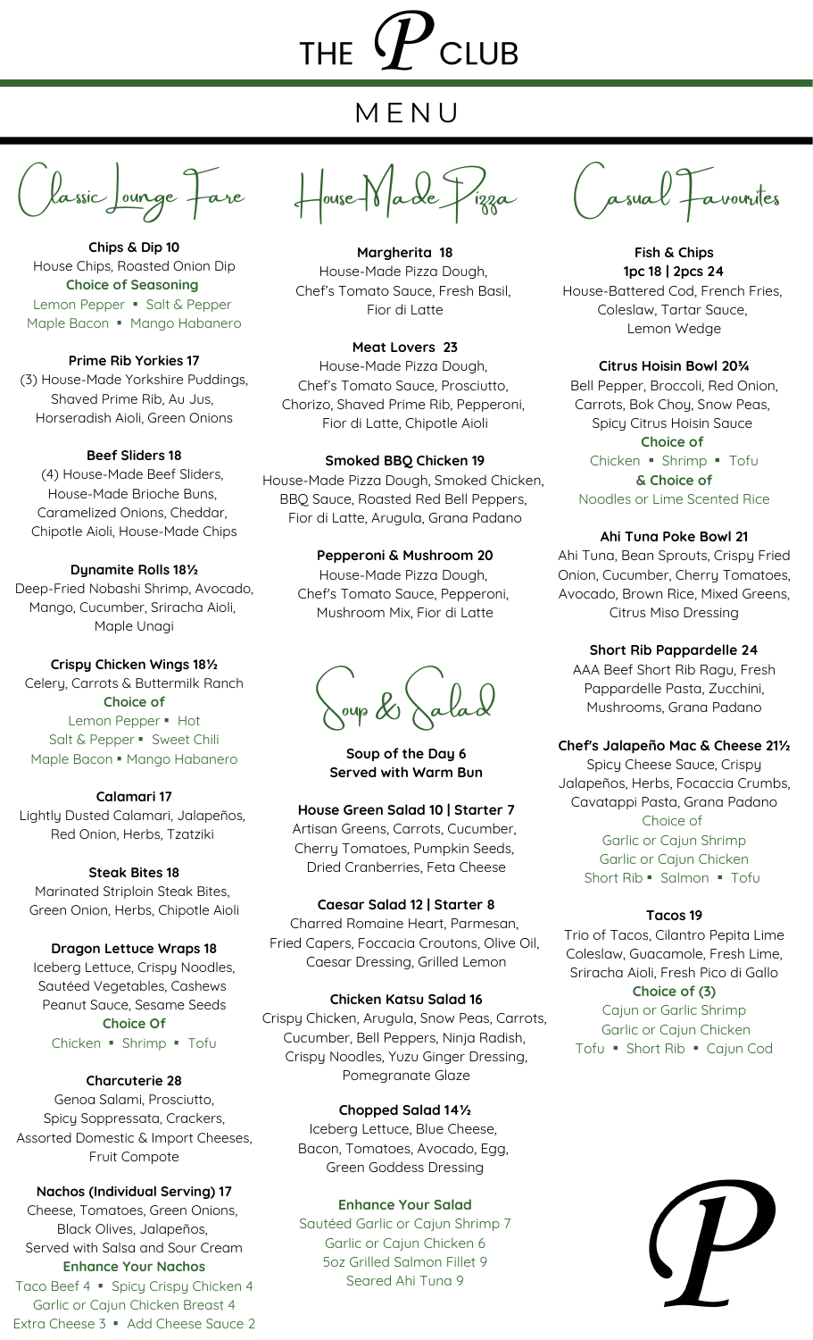# THE P CLUB

## MENU

## Classic Lounge Fare

**Chips & Dip 10**
House Chips, Roasted Onion Dip
**Choice of Seasoning**
Lemon Pepper ▪ Salt & Pepper
Maple Bacon ▪ Mango Habanero

**Prime Rib Yorkies 17**
(3) House-Made Yorkshire Puddings, Shaved Prime Rib, Au Jus, Horseradish Aioli, Green Onions

**Beef Sliders 18**
(4) House-Made Beef Sliders, House-Made Brioche Buns, Caramelized Onions, Cheddar, Chipotle Aioli, House-Made Chips

**Dynamite Rolls 18½**
Deep-Fried Nobashi Shrimp, Avocado, Mango, Cucumber, Sriracha Aioli, Maple Unagi

**Crispy Chicken Wings 18½**
Celery, Carrots & Buttermilk Ranch
**Choice of**
Lemon Pepper ▪ Hot
Salt & Pepper ▪ Sweet Chili
Maple Bacon ▪ Mango Habanero

**Calamari 17**
Lightly Dusted Calamari, Jalapeños, Red Onion, Herbs, Tzatziki

**Steak Bites 18**
Marinated Striploin Steak Bites, Green Onion, Herbs, Chipotle Aioli

**Dragon Lettuce Wraps 18**
Iceberg Lettuce, Crispy Noodles, Sautéed Vegetables, Cashews Peanut Sauce, Sesame Seeds
**Choice Of**
Chicken ▪ Shrimp ▪ Tofu

**Charcuterie 28**
Genoa Salami, Prosciutto, Spicy Soppressata, Crackers, Assorted Domestic & Import Cheeses, Fruit Compote

**Nachos (Individual Serving) 17**
Cheese, Tomatoes, Green Onions, Black Olives, Jalapeños, Served with Salsa and Sour Cream
**Enhance Your Nachos**
Taco Beef 4 ▪ Spicy Crispy Chicken 4
Garlic or Cajun Chicken Breast 4
Extra Cheese 3 ▪ Add Cheese Sauce 2

## House-Made Pizza

**Margherita 18**
House-Made Pizza Dough, Chef's Tomato Sauce, Fresh Basil, Fior di Latte

**Meat Lovers 23**
House-Made Pizza Dough, Chef's Tomato Sauce, Prosciutto, Chorizo, Shaved Prime Rib, Pepperoni, Fior di Latte, Chipotle Aioli

**Smoked BBQ Chicken 19**
House-Made Pizza Dough, Smoked Chicken, BBQ Sauce, Roasted Red Bell Peppers, Fior di Latte, Arugula, Grana Padano

**Pepperoni & Mushroom 20**
House-Made Pizza Dough, Chef's Tomato Sauce, Pepperoni, Mushroom Mix, Fior di Latte

## Soup & Salad

**Soup of the Day 6**
**Served with Warm Bun**

**House Green Salad 10 | Starter 7**
Artisan Greens, Carrots, Cucumber, Cherry Tomatoes, Pumpkin Seeds, Dried Cranberries, Feta Cheese

**Caesar Salad 12 | Starter 8**
Charred Romaine Heart, Parmesan, Fried Capers, Foccacia Croutons, Olive Oil, Caesar Dressing, Grilled Lemon

**Chicken Katsu Salad 16**
Crispy Chicken, Arugula, Snow Peas, Carrots, Cucumber, Bell Peppers, Ninja Radish, Crispy Noodles, Yuzu Ginger Dressing, Pomegranate Glaze

**Chopped Salad 14½**
Iceberg Lettuce, Blue Cheese, Bacon, Tomatoes, Avocado, Egg, Green Goddess Dressing

**Enhance Your Salad**
Sautéed Garlic or Cajun Shrimp 7
Garlic or Cajun Chicken 6
5oz Grilled Salmon Fillet 9
Seared Ahi Tuna 9

## Casual Favourites

**Fish & Chips**
**1pc 18 | 2pcs 24**
House-Battered Cod, French Fries, Coleslaw, Tartar Sauce, Lemon Wedge

**Citrus Hoisin Bowl 20¾**
Bell Pepper, Broccoli, Red Onion, Carrots, Bok Choy, Snow Peas, Spicy Citrus Hoisin Sauce
**Choice of**
Chicken ▪ Shrimp ▪ Tofu
**& Choice of**
Noodles or Lime Scented Rice

**Ahi Tuna Poke Bowl 21**
Ahi Tuna, Bean Sprouts, Crispy Fried Onion, Cucumber, Cherry Tomatoes, Avocado, Brown Rice, Mixed Greens, Citrus Miso Dressing

**Short Rib Pappardelle 24**
AAA Beef Short Rib Ragu, Fresh Pappardelle Pasta, Zucchini, Mushrooms, Grana Padano

**Chef's Jalapeño Mac & Cheese 21½**
Spicy Cheese Sauce, Crispy Jalapeños, Herbs, Focaccia Crumbs, Cavatappi Pasta, Grana Padano
Choice of
Garlic or Cajun Shrimp
Garlic or Cajun Chicken
Short Rib ▪ Salmon ▪ Tofu

**Tacos 19**
Trio of Tacos, Cilantro Pepita Lime Coleslaw, Guacamole, Fresh Lime, Sriracha Aioli, Fresh Pico di Gallo
**Choice of (3)**
Cajun or Garlic Shrimp
Garlic or Cajun Chicken
Tofu ▪ Short Rib ▪ Cajun Cod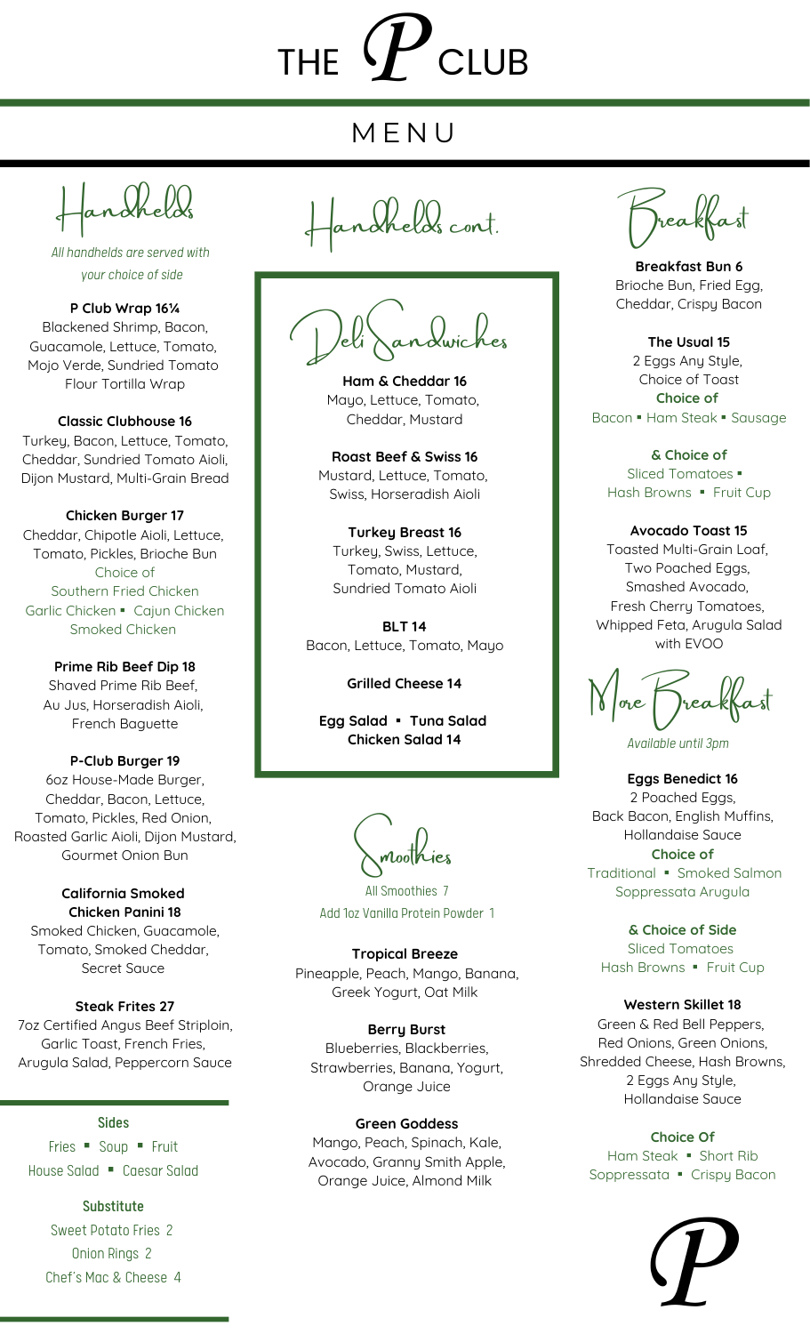# THE P CLUB

## MENU

## Handhelds

*All handhelds are served with your choice of side*

**P Club Wrap 16¼**
Blackened Shrimp, Bacon, Guacamole, Lettuce, Tomato, Mojo Verde, Sundried Tomato Flour Tortilla Wrap

**Classic Clubhouse 16**
Turkey, Bacon, Lettuce, Tomato, Cheddar, Sundried Tomato Aioli, Dijon Mustard, Multi-Grain Bread

**Chicken Burger 17**
Cheddar, Chipotle Aioli, Lettuce, Tomato, Pickles, Brioche Bun
Choice of
Southern Fried Chicken
Garlic Chicken ▪ Cajun Chicken
Smoked Chicken

**Prime Rib Beef Dip 18**
Shaved Prime Rib Beef, Au Jus, Horseradish Aioli, French Baguette

**P-Club Burger 19**
6oz House-Made Burger, Cheddar, Bacon, Lettuce, Tomato, Pickles, Red Onion, Roasted Garlic Aioli, Dijon Mustard, Gourmet Onion Bun

**California Smoked Chicken Panini 18**
Smoked Chicken, Guacamole, Tomato, Smoked Cheddar, Secret Sauce

**Steak Frites 27**
7oz Certified Angus Beef Striploin, Garlic Toast, French Fries, Arugula Salad, Peppercorn Sauce

### Sides

Fries ▪ Soup ▪ Fruit
House Salad ▪ Caesar Salad

### Substitute

Sweet Potato Fries 2
Onion Rings 2
Chef's Mac & Cheese 4

## Handhelds cont.

### Deli Sandwiches

**Ham & Cheddar 16**
Mayo, Lettuce, Tomato, Cheddar, Mustard

**Roast Beef & Swiss 16**
Mustard, Lettuce, Tomato, Swiss, Horseradish Aioli

**Turkey Breast 16**
Turkey, Swiss, Lettuce, Tomato, Mustard, Sundried Tomato Aioli

**BLT 14**
Bacon, Lettuce, Tomato, Mayo

**Grilled Cheese 14**

**Egg Salad ▪ Tuna Salad**
**Chicken Salad 14**

## Smoothies

All Smoothies 7
Add 1oz Vanilla Protein Powder 1

**Tropical Breeze**
Pineapple, Peach, Mango, Banana, Greek Yogurt, Oat Milk

**Berry Burst**
Blueberries, Blackberries, Strawberries, Banana, Yogurt, Orange Juice

**Green Goddess**
Mango, Peach, Spinach, Kale, Avocado, Granny Smith Apple, Orange Juice, Almond Milk

## Breakfast

**Breakfast Bun 6**
Brioche Bun, Fried Egg, Cheddar, Crispy Bacon

**The Usual 15**
2 Eggs Any Style, Choice of Toast
**Choice of**
Bacon ▪ Ham Steak ▪ Sausage

**& Choice of**
Sliced Tomatoes ▪
Hash Browns ▪ Fruit Cup

**Avocado Toast 15**
Toasted Multi-Grain Loaf, Two Poached Eggs, Smashed Avocado, Fresh Cherry Tomatoes, Whipped Feta, Arugula Salad with EVOO

## More Breakfast

*Available until 3pm*

**Eggs Benedict 16**
2 Poached Eggs, Back Bacon, English Muffins, Hollandaise Sauce
**Choice of**
Traditional ▪ Smoked Salmon
Soppressata Arugula

**& Choice of Side**
Sliced Tomatoes
Hash Browns ▪ Fruit Cup

**Western Skillet 18**
Green & Red Bell Peppers, Red Onions, Green Onions, Shredded Cheese, Hash Browns, 2 Eggs Any Style, Hollandaise Sauce

**Choice Of**
Ham Steak ▪ Short Rib
Soppressata ▪ Crispy Bacon